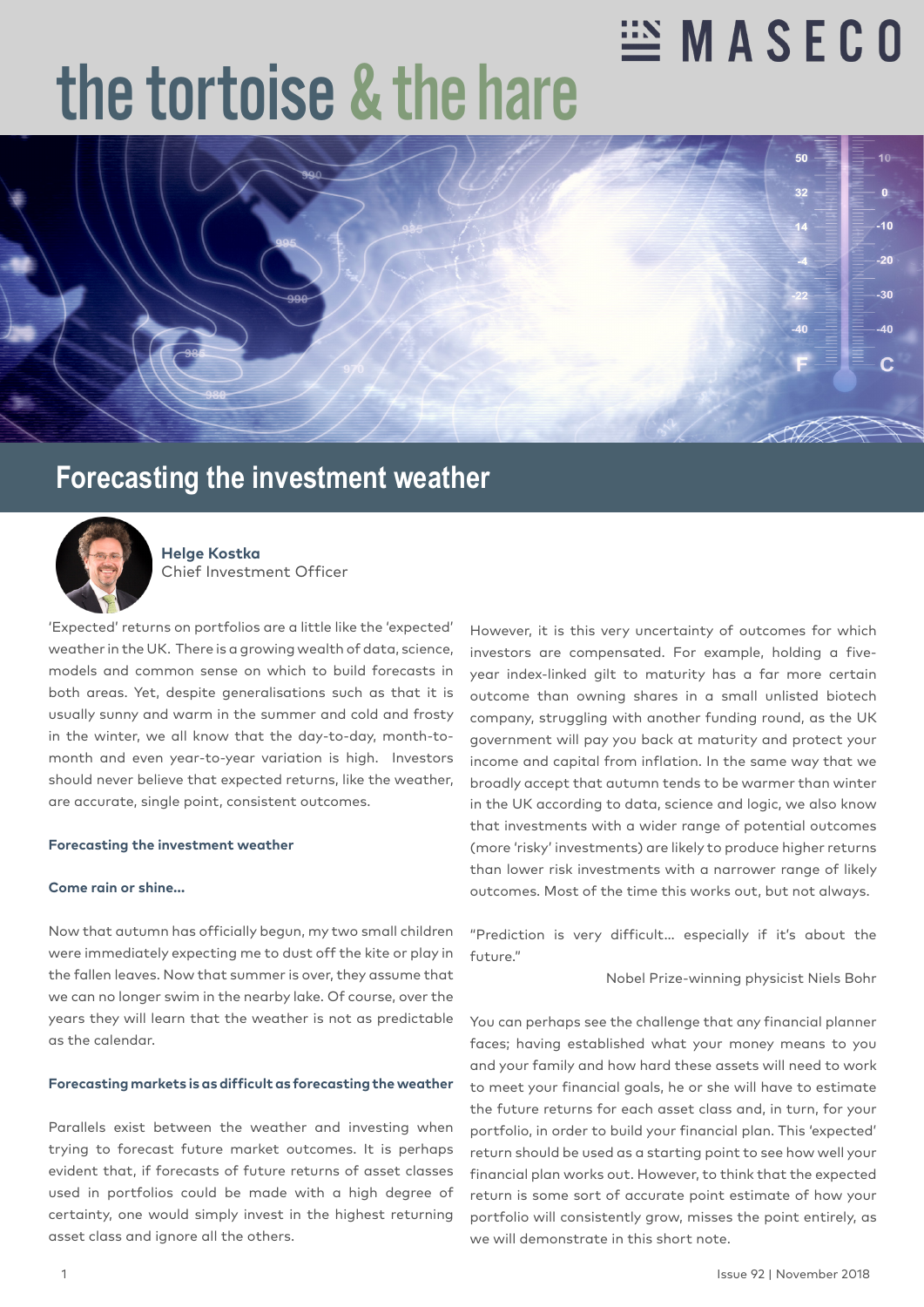# the tortoise & the hare

## Forecasting the investment weather

**Helge Kostka**
Chief Investment Officer

'Expected' returns on portfolios are a little like the 'expected' weather in the UK. There is a growing wealth of data, science, models and common sense on which to build forecasts in both areas. Yet, despite generalisations such as that it is usually sunny and warm in the summer and cold and frosty in the winter, we all know that the day-to-day, month-to-month and even year-to-year variation is high. Investors should never believe that expected returns, like the weather, are accurate, single point, consistent outcomes.

### Forecasting the investment weather

### Come rain or shine...

Now that autumn has officially begun, my two small children were immediately expecting me to dust off the kite or play in the fallen leaves. Now that summer is over, they assume that we can no longer swim in the nearby lake. Of course, over the years they will learn that the weather is not as predictable as the calendar.

### Forecasting markets is as difficult as forecasting the weather

Parallels exist between the weather and investing when trying to forecast future market outcomes. It is perhaps evident that, if forecasts of future returns of asset classes used in portfolios could be made with a high degree of certainty, one would simply invest in the highest returning asset class and ignore all the others.

However, it is this very uncertainty of outcomes for which investors are compensated. For example, holding a five-year index-linked gilt to maturity has a far more certain outcome than owning shares in a small unlisted biotech company, struggling with another funding round, as the UK government will pay you back at maturity and protect your income and capital from inflation. In the same way that we broadly accept that autumn tends to be warmer than winter in the UK according to data, science and logic, we also know that investments with a wider range of potential outcomes (more 'risky' investments) are likely to produce higher returns than lower risk investments with a narrower range of likely outcomes. Most of the time this works out, but not always.

"Prediction is very difficult... especially if it's about the future."

Nobel Prize-winning physicist Niels Bohr

You can perhaps see the challenge that any financial planner faces; having established what your money means to you and your family and how hard these assets will need to work to meet your financial goals, he or she will have to estimate the future returns for each asset class and, in turn, for your portfolio, in order to build your financial plan. This 'expected' return should be used as a starting point to see how well your financial plan works out. However, to think that the expected return is some sort of accurate point estimate of how your portfolio will consistently grow, misses the point entirely, as we will demonstrate in this short note.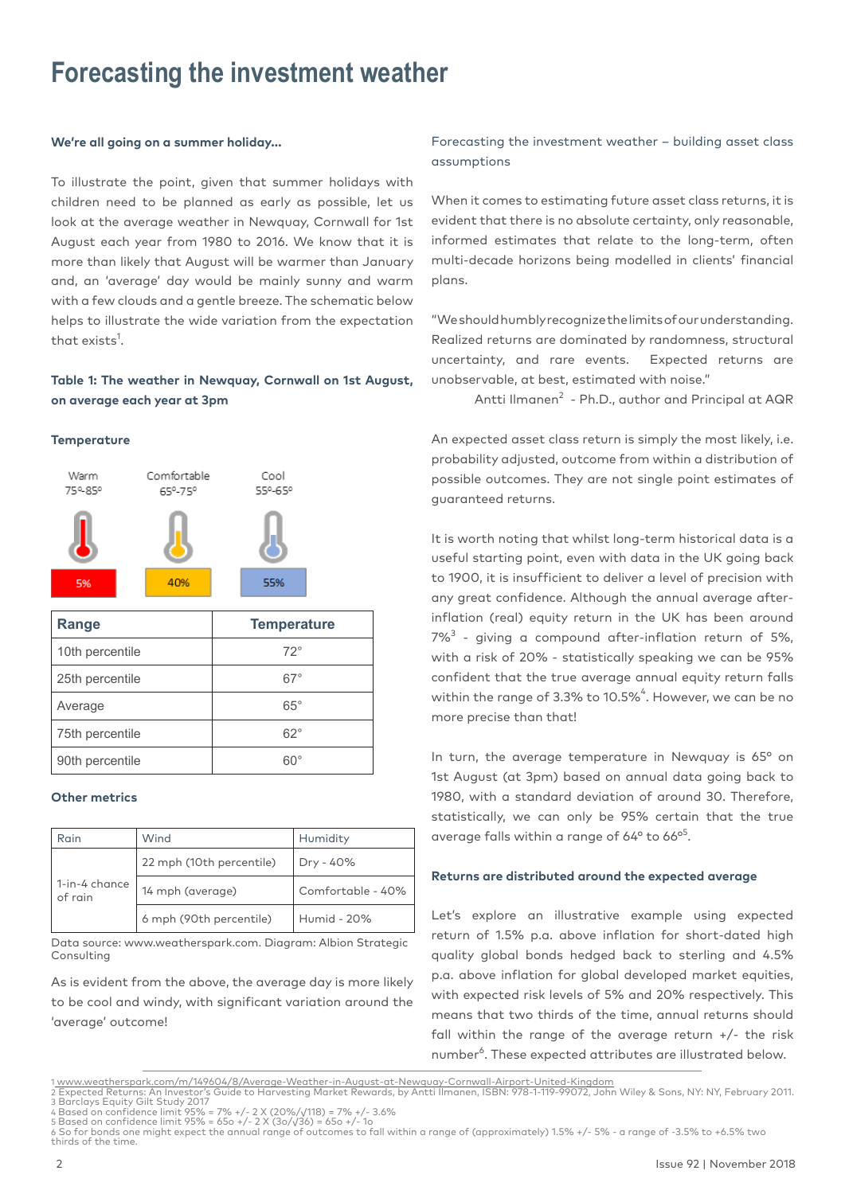# Forecasting the investment weather

**We're all going on a summer holiday...**

To illustrate the point, given that summer holidays with children need to be planned as early as possible, let us look at the average weather in Newquay, Cornwall for 1st August each year from 1980 to 2016. We know that it is more than likely that August will be warmer than January and, an 'average' day would be mainly sunny and warm with a few clouds and a gentle breeze. The schematic below helps to illustrate the wide variation from the expectation that exists[1].

**Table 1: The weather in Newquay, Cornwall on 1st August, on average each year at 3pm**

**Temperature**

| Warm 75º-85º | Comfortable 65º-75º | Cool 55º-65º |
|---|---|---|
| 5% | 40% | 55% |

| Range | Temperature |
|---|---|
| 10th percentile | 72° |
| 25th percentile | 67° |
| Average | 65° |
| 75th percentile | 62° |
| 90th percentile | 60° |

**Other metrics**

| Rain | Wind | Humidity |
|---|---|---|
| 1-in-4 chance of rain | 22 mph (10th percentile) | Dry - 40% |
| | 14 mph (average) | Comfortable - 40% |
| | 6 mph (90th percentile) | Humid - 20% |

Data source: www.weatherspark.com. Diagram: Albion Strategic Consulting

As is evident from the above, the average day is more likely to be cool and windy, with significant variation around the 'average' outcome!

Forecasting the investment weather – building asset class assumptions

When it comes to estimating future asset class returns, it is evident that there is no absolute certainty, only reasonable, informed estimates that relate to the long-term, often multi-decade horizons being modelled in clients' financial plans.

"We should humbly recognize the limits of our understanding. Realized returns are dominated by randomness, structural uncertainty, and rare events. Expected returns are unobservable, at best, estimated with noise."

Antti Ilmanen[2] - Ph.D., author and Principal at AQR

An expected asset class return is simply the most likely, i.e. probability adjusted, outcome from within a distribution of possible outcomes. They are not single point estimates of guaranteed returns.

It is worth noting that whilst long-term historical data is a useful starting point, even with data in the UK going back to 1900, it is insufficient to deliver a level of precision with any great confidence. Although the annual average after-inflation (real) equity return in the UK has been around 7%[3] - giving a compound after-inflation return of 5%, with a risk of 20% - statistically speaking we can be 95% confident that the true average annual equity return falls within the range of 3.3% to 10.5%[4]. However, we can be no more precise than that!

In turn, the average temperature in Newquay is 65° on 1st August (at 3pm) based on annual data going back to 1980, with a standard deviation of around 30. Therefore, statistically, we can only be 95% certain that the true average falls within a range of 64° to 66°[5].

**Returns are distributed around the expected average**

Let's explore an illustrative example using expected return of 1.5% p.a. above inflation for short-dated high quality global bonds hedged back to sterling and 4.5% p.a. above inflation for global developed market equities, with expected risk levels of 5% and 20% respectively. This means that two thirds of the time, annual returns should fall within the range of the average return +/- the risk number[6]. These expected attributes are illustrated below.

1 www.weatherspark.com/m/149604/8/Average-Weather-in-August-at-Newquay-Cornwall-Airport-United-Kingdom
2 Expected Returns: An Investor's Guide to Harvesting Market Rewards, by Antti Ilmanen, ISBN: 978-1-119-99072, John Wiley & Sons, NY: NY, February 2011.
3 Barclays Equity Gilt Study 2017
4 Based on confidence limit 95% = 7% +/- 2 X (20%/√118) = 7% +/- 3.6%
5 Based on confidence limit 95% = 65o +/- 2 X (3o/√36) = 65o +/- 1o
6 So for bonds one might expect the annual range of outcomes to fall within a range of (approximately) 1.5% +/- 5% - a range of -3.5% to +6.5% two thirds of the time.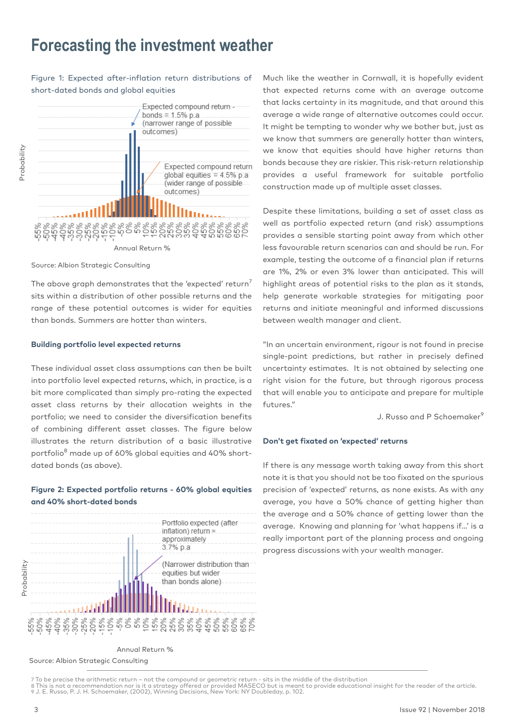# Forecasting the investment weather

Figure 1: Expected after-inflation return distributions of short-dated bonds and global equities

Expected compound return - bonds = 1.5% p.a (narrower range of possible outcomes)

Expected compound return global equities = 4.5% p.a (wider range of possible outcomes)

Probability

Annual Return %

Source: Albion Strategic Consulting

The above graph demonstrates that the 'expected' return[7] sits within a distribution of other possible returns and the range of these potential outcomes is wider for equities than bonds. Summers are hotter than winters.

**Building portfolio level expected returns**

These individual asset class assumptions can then be built into portfolio level expected returns, which, in practice, is a bit more complicated than simply pro-rating the expected asset class returns by their allocation weights in the portfolio; we need to consider the diversification benefits of combining different asset classes. The figure below illustrates the return distribution of a basic illustrative portfolio[8] made up of 60% global equities and 40% short-dated bonds (as above).

**Figure 2: Expected portfolio returns - 60% global equities and 40% short-dated bonds**

Portfolio expected (after inflation) return = approximately 3.7% p.a

(Narrower distribution than equities but wider than bonds alone)

Probability

Annual Return %

Source: Albion Strategic Consulting

Much like the weather in Cornwall, it is hopefully evident that expected returns come with an average outcome that lacks certainty in its magnitude, and that around this average a wide range of alternative outcomes could occur. It might be tempting to wonder why we bother but, just as we know that summers are generally hotter than winters, we know that equities should have higher returns than bonds because they are riskier. This risk-return relationship provides a useful framework for suitable portfolio construction made up of multiple asset classes.

Despite these limitations, building a set of asset class as well as portfolio expected return (and risk) assumptions provides a sensible starting point away from which other less favourable return scenarios can and should be run. For example, testing the outcome of a financial plan if returns are 1%, 2% or even 3% lower than anticipated. This will highlight areas of potential risks to the plan as it stands, help generate workable strategies for mitigating poor returns and initiate meaningful and informed discussions between wealth manager and client.

"In an uncertain environment, rigour is not found in precise single-point predictions, but rather in precisely defined uncertainty estimates. It is not obtained by selecting one right vision for the future, but through rigorous process that will enable you to anticipate and prepare for multiple futures."

J. Russo and P Schoemaker[9]

**Don't get fixated on 'expected' returns**

If there is any message worth taking away from this short note it is that you should not be too fixated on the spurious precision of 'expected' returns, as none exists. As with any average, you have a 50% chance of getting higher than the average and a 50% chance of getting lower than the average. Knowing and planning for 'what happens if…' is a really important part of the planning process and ongoing progress discussions with your wealth manager.

---

7 To be precise the arithmetic return – not the compound or geometric return - sits in the middle of the distribution
8 This is not a recommendation nor is it a strategy offered or provided MASECO but is meant to provide educational insight for the reader of the article.
9 J. E. Russo, P. J. H. Schoemaker, (2002), Winning Decisions, New York: NY Doubleday, p. 102.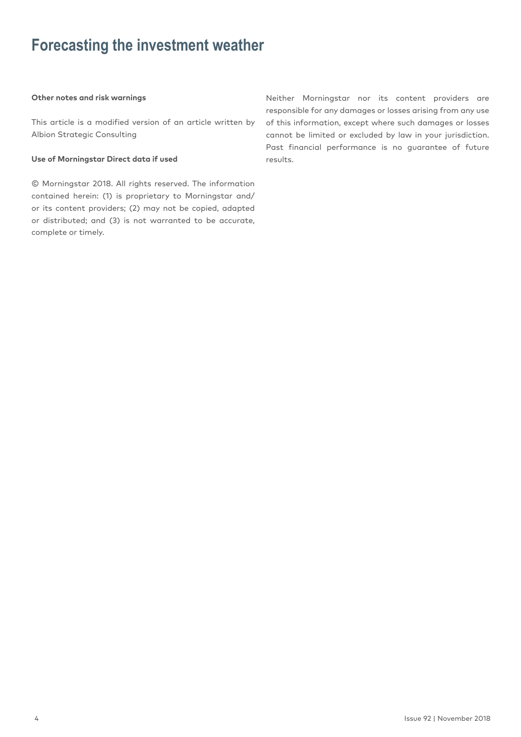# Forecasting the investment weather

**Other notes and risk warnings**

This article is a modified version of an article written by Albion Strategic Consulting

**Use of Morningstar Direct data if used**

© Morningstar 2018. All rights reserved. The information contained herein: (1) is proprietary to Morningstar and/or its content providers; (2) may not be copied, adapted or distributed; and (3) is not warranted to be accurate, complete or timely.

Neither Morningstar nor its content providers are responsible for any damages or losses arising from any use of this information, except where such damages or losses cannot be limited or excluded by law in your jurisdiction. Past financial performance is no guarantee of future results.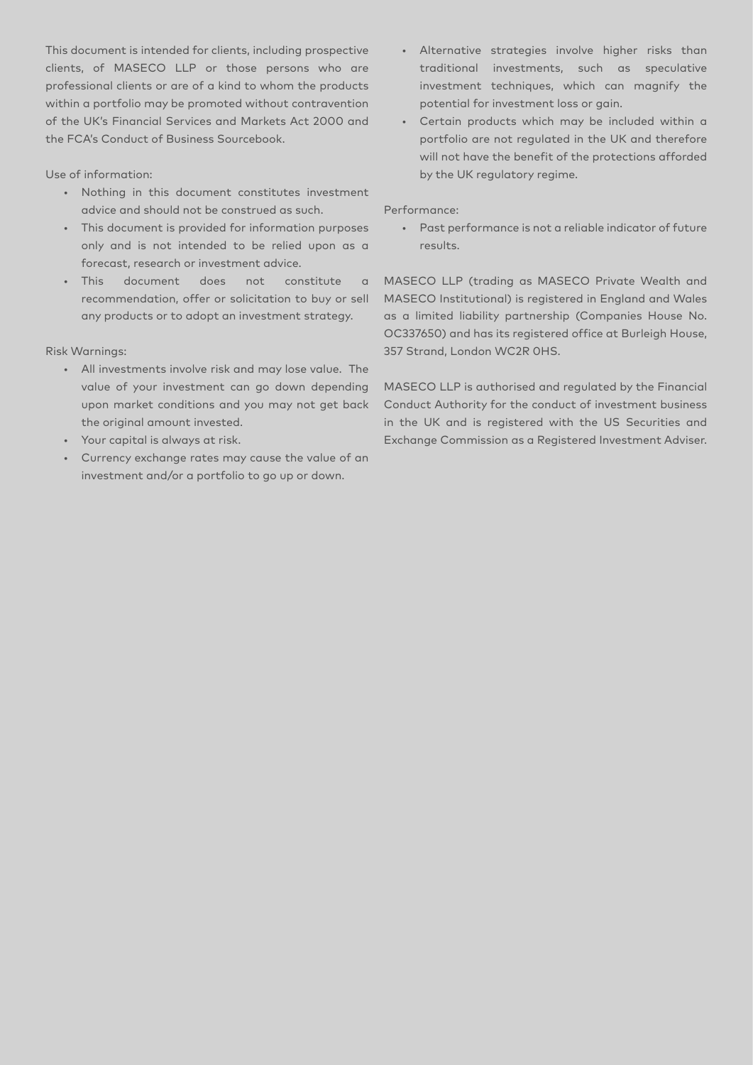This document is intended for clients, including prospective clients, of MASECO LLP or those persons who are professional clients or are of a kind to whom the products within a portfolio may be promoted without contravention of the UK's Financial Services and Markets Act 2000 and the FCA's Conduct of Business Sourcebook.

Use of information:

- Nothing in this document constitutes investment advice and should not be construed as such.
- This document is provided for information purposes only and is not intended to be relied upon as a forecast, research or investment advice.
- This document does not constitute a recommendation, offer or solicitation to buy or sell any products or to adopt an investment strategy.

Risk Warnings:

- All investments involve risk and may lose value. The value of your investment can go down depending upon market conditions and you may not get back the original amount invested.
- Your capital is always at risk.
- Currency exchange rates may cause the value of an investment and/or a portfolio to go up or down.
- Alternative strategies involve higher risks than traditional investments, such as speculative investment techniques, which can magnify the potential for investment loss or gain.
- Certain products which may be included within a portfolio are not regulated in the UK and therefore will not have the benefit of the protections afforded by the UK regulatory regime.

Performance:

- Past performance is not a reliable indicator of future results.

MASECO LLP (trading as MASECO Private Wealth and MASECO Institutional) is registered in England and Wales as a limited liability partnership (Companies House No. OC337650) and has its registered office at Burleigh House, 357 Strand, London WC2R 0HS.

MASECO LLP is authorised and regulated by the Financial Conduct Authority for the conduct of investment business in the UK and is registered with the US Securities and Exchange Commission as a Registered Investment Adviser.